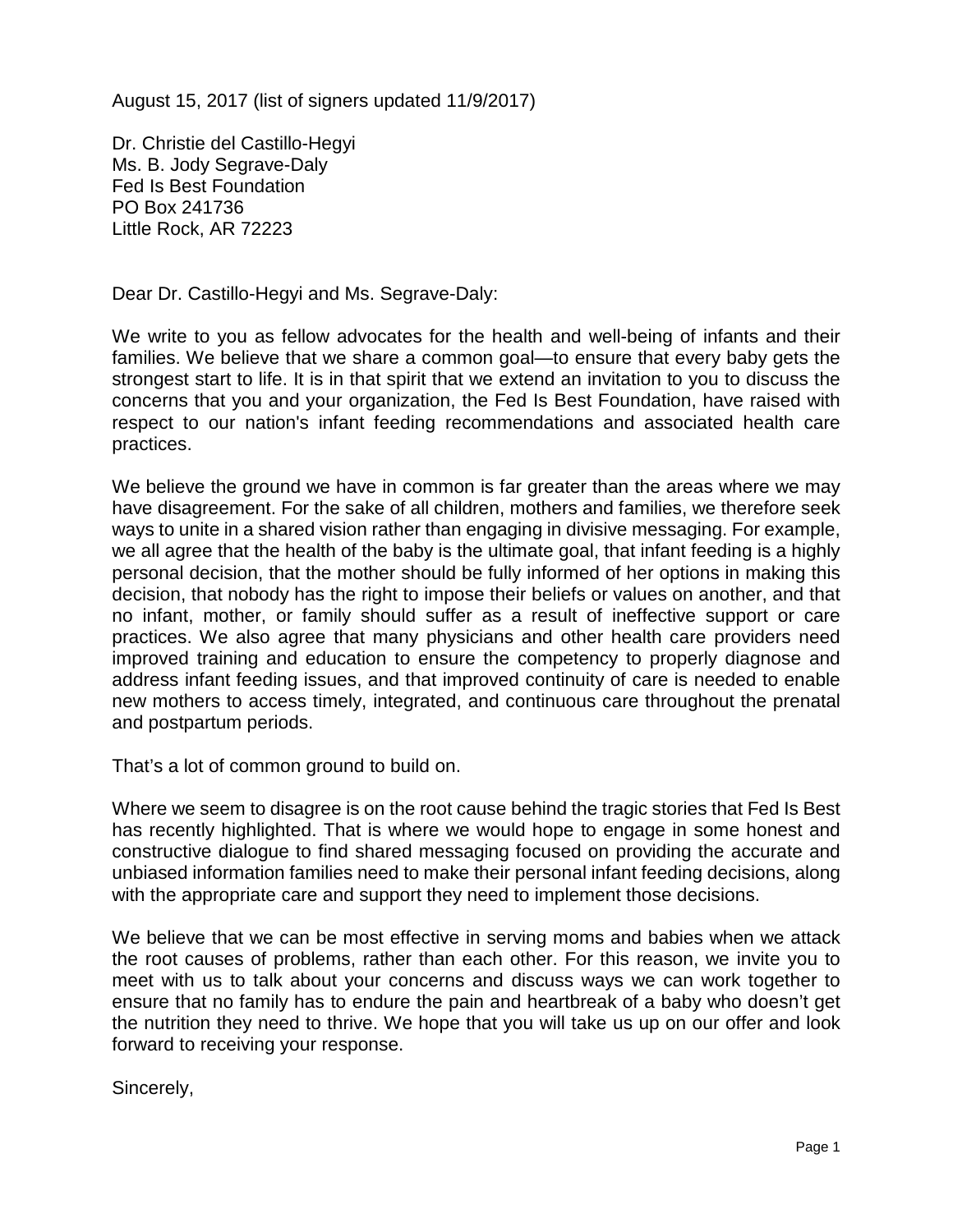August 15, 2017 (list of signers updated 11/9/2017)

Dr. Christie del Castillo-Hegyi
Ms. B. Jody Segrave-Daly
Fed Is Best Foundation
PO Box 241736
Little Rock, AR 72223

Dear Dr. Castillo-Hegyi and Ms. Segrave-Daly:

We write to you as fellow advocates for the health and well-being of infants and their families. We believe that we share a common goal—to ensure that every baby gets the strongest start to life. It is in that spirit that we extend an invitation to you to discuss the concerns that you and your organization, the Fed Is Best Foundation, have raised with respect to our nation's infant feeding recommendations and associated health care practices.

We believe the ground we have in common is far greater than the areas where we may have disagreement. For the sake of all children, mothers and families, we therefore seek ways to unite in a shared vision rather than engaging in divisive messaging. For example, we all agree that the health of the baby is the ultimate goal, that infant feeding is a highly personal decision, that the mother should be fully informed of her options in making this decision, that nobody has the right to impose their beliefs or values on another, and that no infant, mother, or family should suffer as a result of ineffective support or care practices. We also agree that many physicians and other health care providers need improved training and education to ensure the competency to properly diagnose and address infant feeding issues, and that improved continuity of care is needed to enable new mothers to access timely, integrated, and continuous care throughout the prenatal and postpartum periods.

That's a lot of common ground to build on.

Where we seem to disagree is on the root cause behind the tragic stories that Fed Is Best has recently highlighted. That is where we would hope to engage in some honest and constructive dialogue to find shared messaging focused on providing the accurate and unbiased information families need to make their personal infant feeding decisions, along with the appropriate care and support they need to implement those decisions.

We believe that we can be most effective in serving moms and babies when we attack the root causes of problems, rather than each other. For this reason, we invite you to meet with us to talk about your concerns and discuss ways we can work together to ensure that no family has to endure the pain and heartbreak of a baby who doesn't get the nutrition they need to thrive. We hope that you will take us up on our offer and look forward to receiving your response.

Sincerely,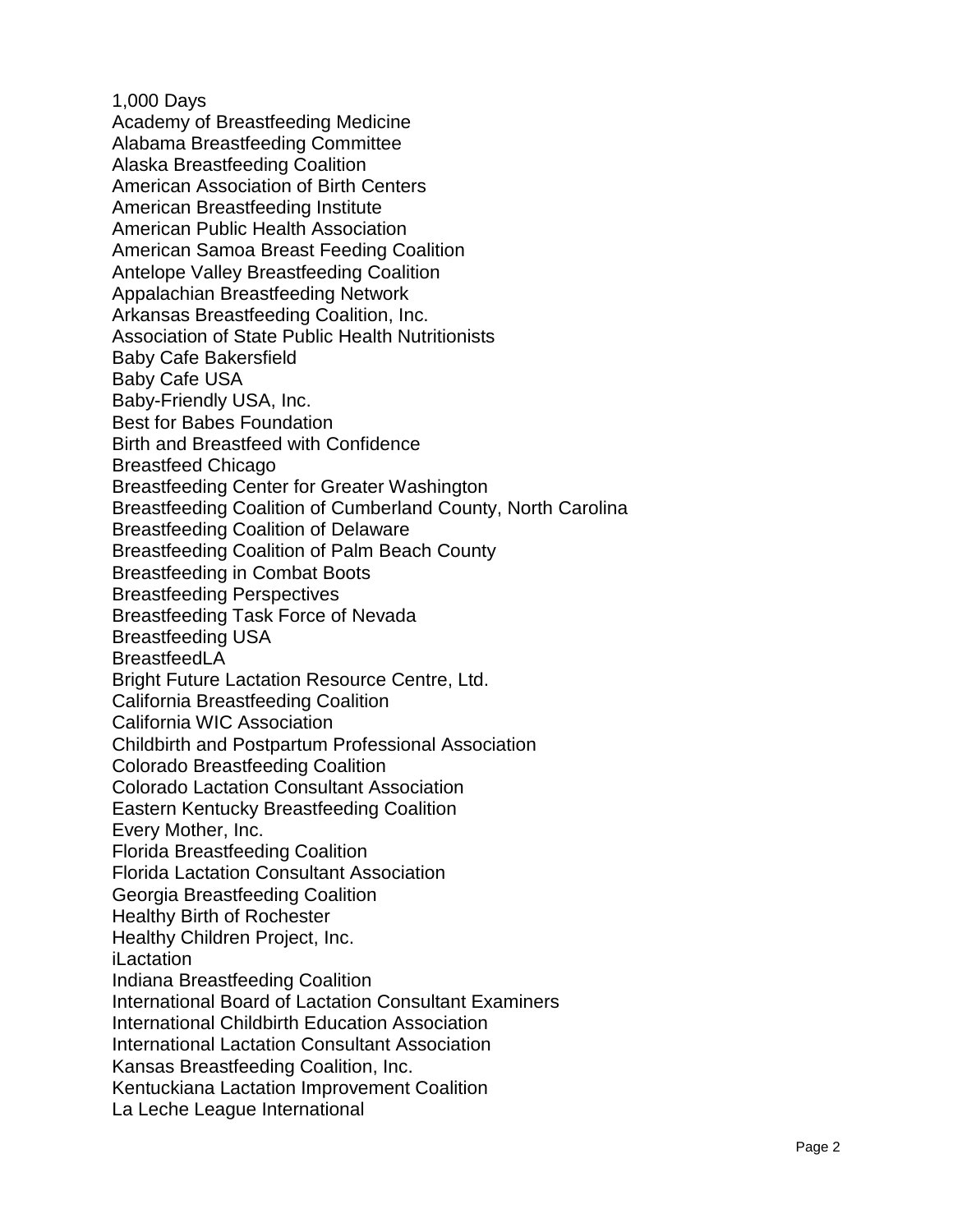1,000 Days
Academy of Breastfeeding Medicine
Alabama Breastfeeding Committee
Alaska Breastfeeding Coalition
American Association of Birth Centers
American Breastfeeding Institute
American Public Health Association
American Samoa Breast Feeding Coalition
Antelope Valley Breastfeeding Coalition
Appalachian Breastfeeding Network
Arkansas Breastfeeding Coalition, Inc.
Association of State Public Health Nutritionists
Baby Cafe Bakersfield
Baby Cafe USA
Baby-Friendly USA, Inc.
Best for Babes Foundation
Birth and Breastfeed with Confidence
Breastfeed Chicago
Breastfeeding Center for Greater Washington
Breastfeeding Coalition of Cumberland County, North Carolina
Breastfeeding Coalition of Delaware
Breastfeeding Coalition of Palm Beach County
Breastfeeding in Combat Boots
Breastfeeding Perspectives
Breastfeeding Task Force of Nevada
Breastfeeding USA
BreastfeedLA
Bright Future Lactation Resource Centre, Ltd.
California Breastfeeding Coalition
California WIC Association
Childbirth and Postpartum Professional Association
Colorado Breastfeeding Coalition
Colorado Lactation Consultant Association
Eastern Kentucky Breastfeeding Coalition
Every Mother, Inc.
Florida Breastfeeding Coalition
Florida Lactation Consultant Association
Georgia Breastfeeding Coalition
Healthy Birth of Rochester
Healthy Children Project, Inc.
iLactation
Indiana Breastfeeding Coalition
International Board of Lactation Consultant Examiners
International Childbirth Education Association
International Lactation Consultant Association
Kansas Breastfeeding Coalition, Inc.
Kentuckiana Lactation Improvement Coalition
La Leche League International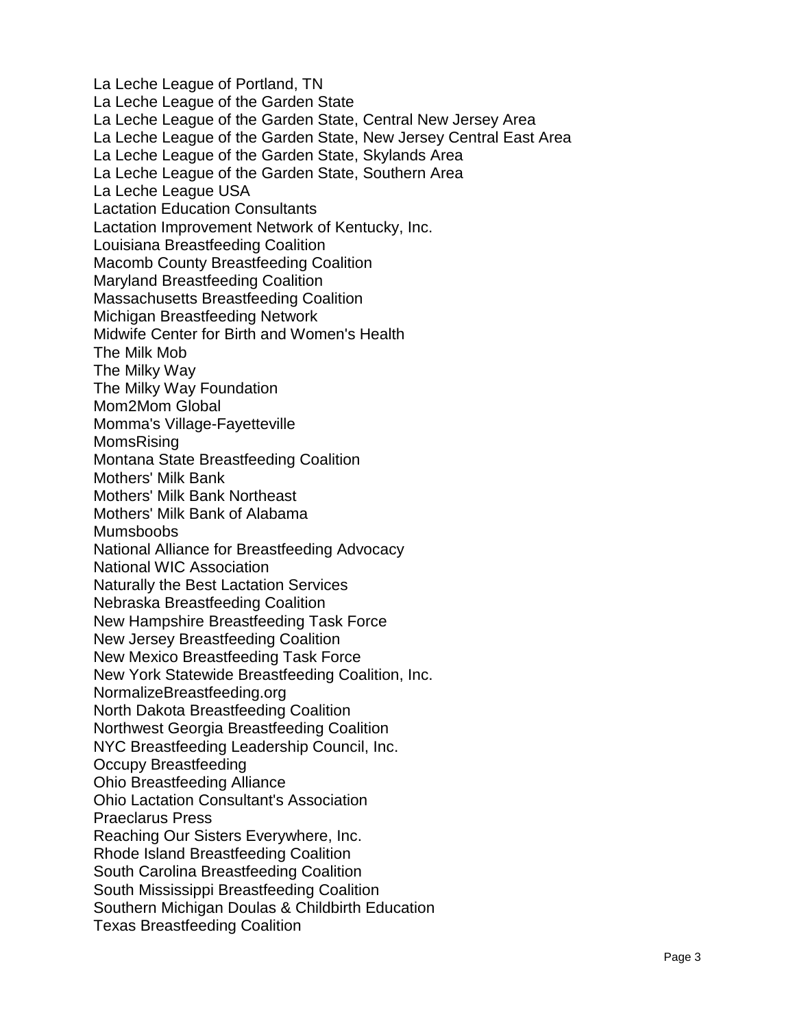La Leche League of Portland, TN
La Leche League of the Garden State
La Leche League of the Garden State, Central New Jersey Area
La Leche League of the Garden State, New Jersey Central East Area
La Leche League of the Garden State, Skylands Area
La Leche League of the Garden State, Southern Area
La Leche League USA
Lactation Education Consultants
Lactation Improvement Network of Kentucky, Inc.
Louisiana Breastfeeding Coalition
Macomb County Breastfeeding Coalition
Maryland Breastfeeding Coalition
Massachusetts Breastfeeding Coalition
Michigan Breastfeeding Network
Midwife Center for Birth and Women's Health
The Milk Mob
The Milky Way
The Milky Way Foundation
Mom2Mom Global
Momma's Village-Fayetteville
MomsRising
Montana State Breastfeeding Coalition
Mothers' Milk Bank
Mothers' Milk Bank Northeast
Mothers' Milk Bank of Alabama
Mumsboobs
National Alliance for Breastfeeding Advocacy
National WIC Association
Naturally the Best Lactation Services
Nebraska Breastfeeding Coalition
New Hampshire Breastfeeding Task Force
New Jersey Breastfeeding Coalition
New Mexico Breastfeeding Task Force
New York Statewide Breastfeeding Coalition, Inc.
NormalizeBreastfeeding.org
North Dakota Breastfeeding Coalition
Northwest Georgia Breastfeeding Coalition
NYC Breastfeeding Leadership Council, Inc.
Occupy Breastfeeding
Ohio Breastfeeding Alliance
Ohio Lactation Consultant's Association
Praeclarus Press
Reaching Our Sisters Everywhere, Inc.
Rhode Island Breastfeeding Coalition
South Carolina Breastfeeding Coalition
South Mississippi Breastfeeding Coalition
Southern Michigan Doulas & Childbirth Education
Texas Breastfeeding Coalition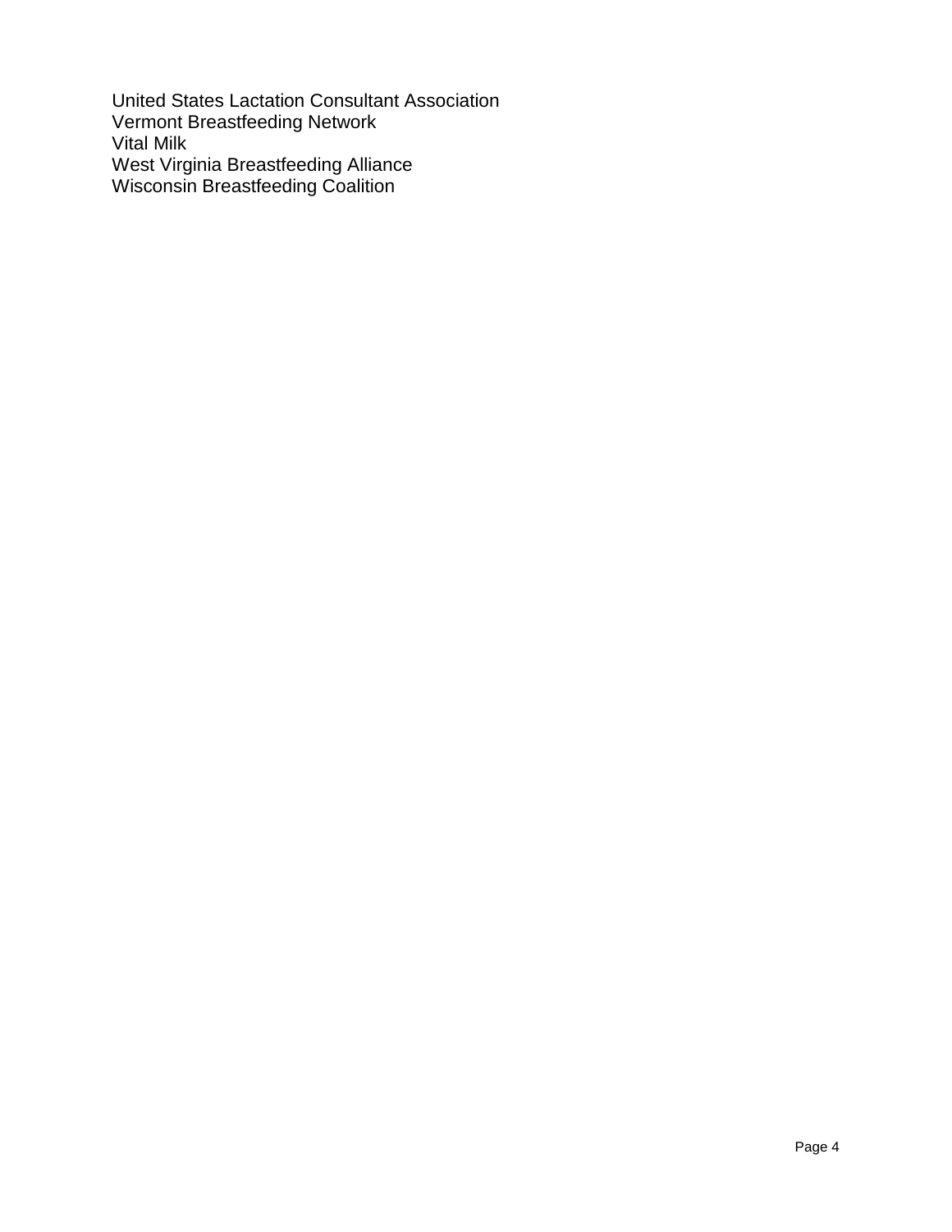United States Lactation Consultant Association
Vermont Breastfeeding Network
Vital Milk
West Virginia Breastfeeding Alliance
Wisconsin Breastfeeding Coalition